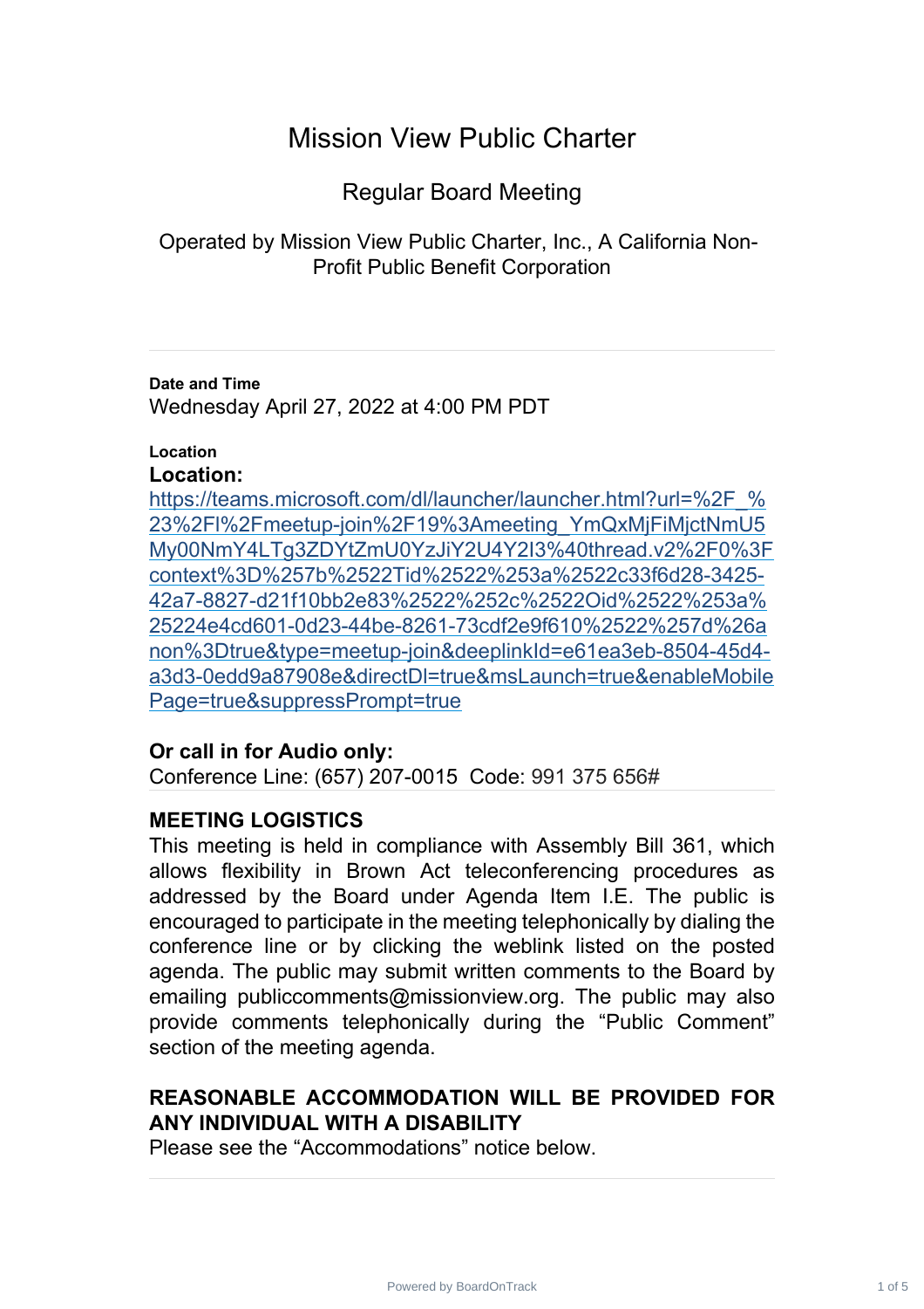# Mission View Public Charter

## Regular Board Meeting

Operated by Mission View Public Charter, Inc., A California Non-Profit Public Benefit Corporation

---

**Date and Time**

Wednesday April 27, 2022 at 4:00 PM PDT

**Location**

**Location:**

https://teams.microsoft.com/dl/launcher/launcher.html?url=%2F_%23%2Fl%2Fmeetup-join%2F19%3Ameeting_YmQxMjFiMjctNmU5My00NmY4LTg3ZDYtZmU0YzJiY2U4Y2I3%40thread.v2%2F0%3Fcontext%3D%257b%2522Tid%2522%253a%2522c33f6d28-3425-42a7-8827-d21f10bb2e83%2522%252c%2522Oid%2522%253a%25224e4cd601-0d23-44be-8261-73cdf2e9f610%2522%257d%26anon%3Dtrue&type=meetup-join&deeplinkId=e61ea3eb-8504-45d4-a3d3-0edd9a87908e&directDl=true&msLaunch=true&enableMobilePage=true&suppressPrompt=true

**Or call in for Audio only:**

Conference Line: (657) 207-0015  Code: 991 375 656#

---

**MEETING LOGISTICS**

This meeting is held in compliance with Assembly Bill 361, which allows flexibility in Brown Act teleconferencing procedures as addressed by the Board under Agenda Item I.E. The public is encouraged to participate in the meeting telephonically by dialing the conference line or by clicking the weblink listed on the posted agenda. The public may submit written comments to the Board by emailing publiccomments@missionview.org. The public may also provide comments telephonically during the "Public Comment" section of the meeting agenda.

**REASONABLE ACCOMMODATION WILL BE PROVIDED FOR ANY INDIVIDUAL WITH A DISABILITY**

Please see the "Accommodations" notice below.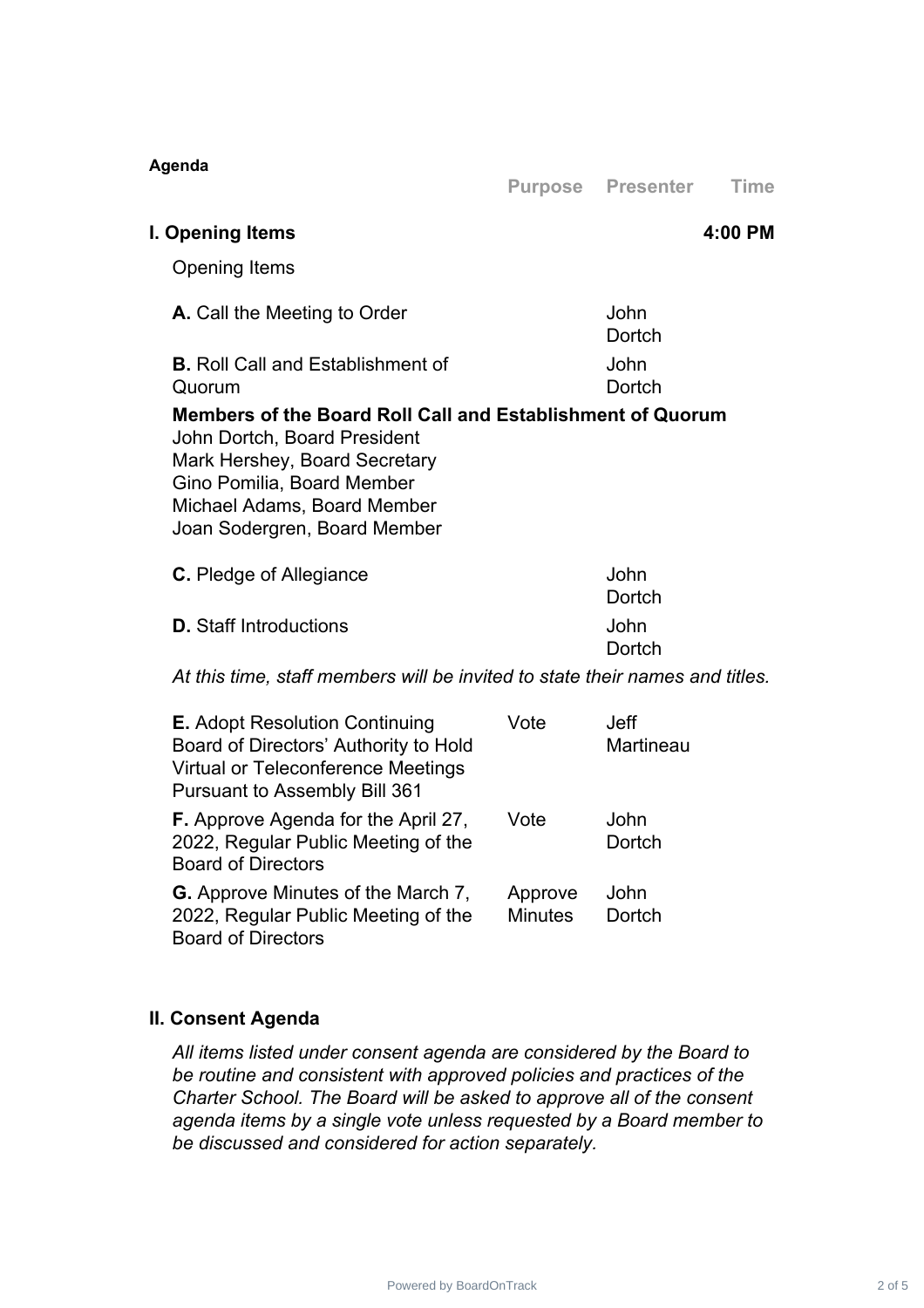**Agenda**

| | Purpose | Presenter | Time |
|---|---|---|---|
| **I. Opening Items** | | | **4:00 PM** |
| Opening Items | | | |
| **A.** Call the Meeting to Order | | John Dortch | |
| **B.** Roll Call and Establishment of Quorum | | John Dortch | |

**Members of the Board Roll Call and Establishment of Quorum**
John Dortch, Board President
Mark Hershey, Board Secretary
Gino Pomilia, Board Member
Michael Adams, Board Member
Joan Sodergren, Board Member

| | Purpose | Presenter | Time |
|---|---|---|---|
| **C.** Pledge of Allegiance | | John Dortch | |
| **D.** Staff Introductions | | John Dortch | |

*At this time, staff members will be invited to state their names and titles.*

| | Purpose | Presenter | Time |
|---|---|---|---|
| **E.** Adopt Resolution Continuing Board of Directors' Authority to Hold Virtual or Teleconference Meetings Pursuant to Assembly Bill 361 | Vote | Jeff Martineau | |
| **F.** Approve Agenda for the April 27, 2022, Regular Public Meeting of the Board of Directors | Vote | John Dortch | |
| **G.** Approve Minutes of the March 7, 2022, Regular Public Meeting of the Board of Directors | Approve Minutes | John Dortch | |

## II. Consent Agenda

*All items listed under consent agenda are considered by the Board to be routine and consistent with approved policies and practices of the Charter School. The Board will be asked to approve all of the consent agenda items by a single vote unless requested by a Board member to be discussed and considered for action separately.*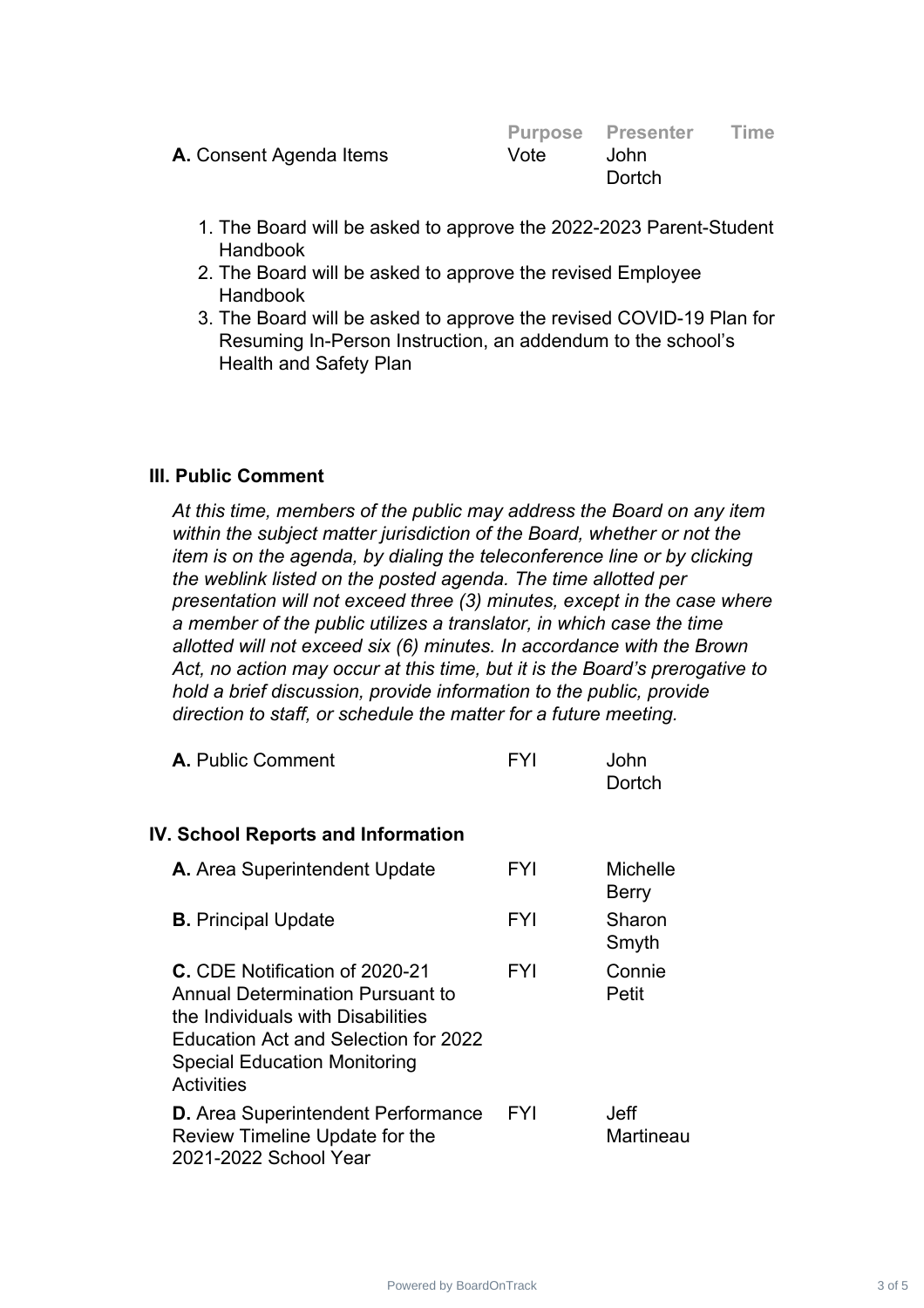| | Purpose | Presenter | Time |
|---|---|---|---|
| **A.** Consent Agenda Items | Vote | John Dortch | |

1. The Board will be asked to approve the 2022-2023 Parent-Student Handbook
2. The Board will be asked to approve the revised Employee Handbook
3. The Board will be asked to approve the revised COVID-19 Plan for Resuming In-Person Instruction, an addendum to the school's Health and Safety Plan

### III. Public Comment

*At this time, members of the public may address the Board on any item within the subject matter jurisdiction of the Board, whether or not the item is on the agenda, by dialing the teleconference line or by clicking the weblink listed on the posted agenda. The time allotted per presentation will not exceed three (3) minutes, except in the case where a member of the public utilizes a translator, in which case the time allotted will not exceed six (6) minutes. In accordance with the Brown Act, no action may occur at this time, but it is the Board's prerogative to hold a brief discussion, provide information to the public, provide direction to staff, or schedule the matter for a future meeting.*

| | | | |
|---|---|---|---|
| **A.** Public Comment | FYI | John Dortch | |

### IV. School Reports and Information

| | | | |
|---|---|---|---|
| **A.** Area Superintendent Update | FYI | Michelle Berry | |
| **B.** Principal Update | FYI | Sharon Smyth | |
| **C.** CDE Notification of 2020-21 Annual Determination Pursuant to the Individuals with Disabilities Education Act and Selection for 2022 Special Education Monitoring Activities | FYI | Connie Petit | |
| **D.** Area Superintendent Performance Review Timeline Update for the 2021-2022 School Year | FYI | Jeff Martineau | |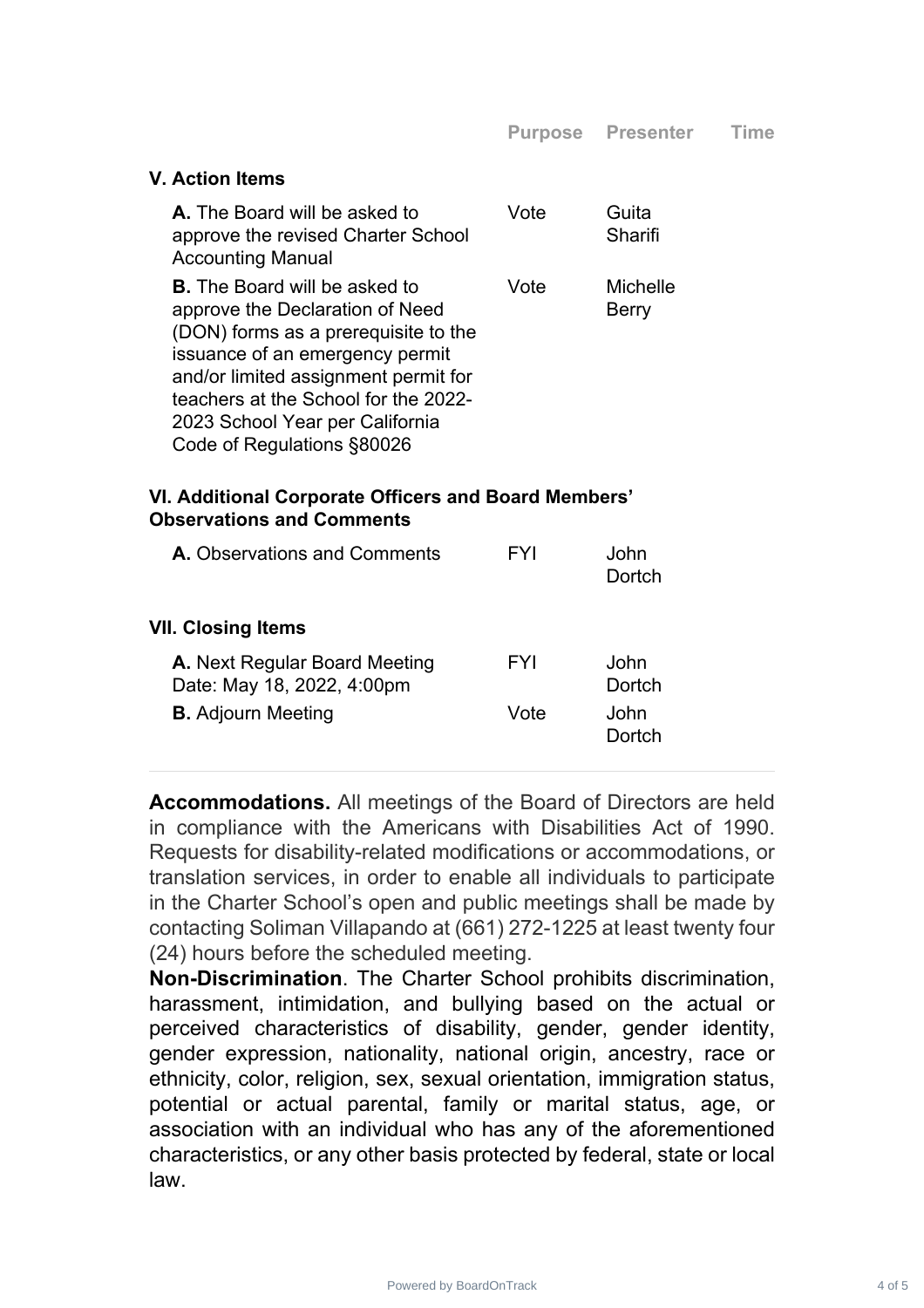| | Purpose | Presenter | Time |
|---|---|---|---|
| **V. Action Items** | | | |
| **A.** The Board will be asked to approve the revised Charter School Accounting Manual | Vote | Guita Sharifi | |
| **B.** The Board will be asked to approve the Declaration of Need (DON) forms as a prerequisite to the issuance of an emergency permit and/or limited assignment permit for teachers at the School for the 2022-2023 School Year per California Code of Regulations §80026 | Vote | Michelle Berry | |
| **VI. Additional Corporate Officers and Board Members' Observations and Comments** | | | |
| **A.** Observations and Comments | FYI | John Dortch | |
| **VII. Closing Items** | | | |
| **A.** Next Regular Board Meeting Date: May 18, 2022, 4:00pm | FYI | John Dortch | |
| **B.** Adjourn Meeting | Vote | John Dortch | |

---

**Accommodations.** All meetings of the Board of Directors are held in compliance with the Americans with Disabilities Act of 1990. Requests for disability-related modifications or accommodations, or translation services, in order to enable all individuals to participate in the Charter School's open and public meetings shall be made by contacting Soliman Villapando at (661) 272-1225 at least twenty four (24) hours before the scheduled meeting.

**Non-Discrimination**. The Charter School prohibits discrimination, harassment, intimidation, and bullying based on the actual or perceived characteristics of disability, gender, gender identity, gender expression, nationality, national origin, ancestry, race or ethnicity, color, religion, sex, sexual orientation, immigration status, potential or actual parental, family or marital status, age, or association with an individual who has any of the aforementioned characteristics, or any other basis protected by federal, state or local law.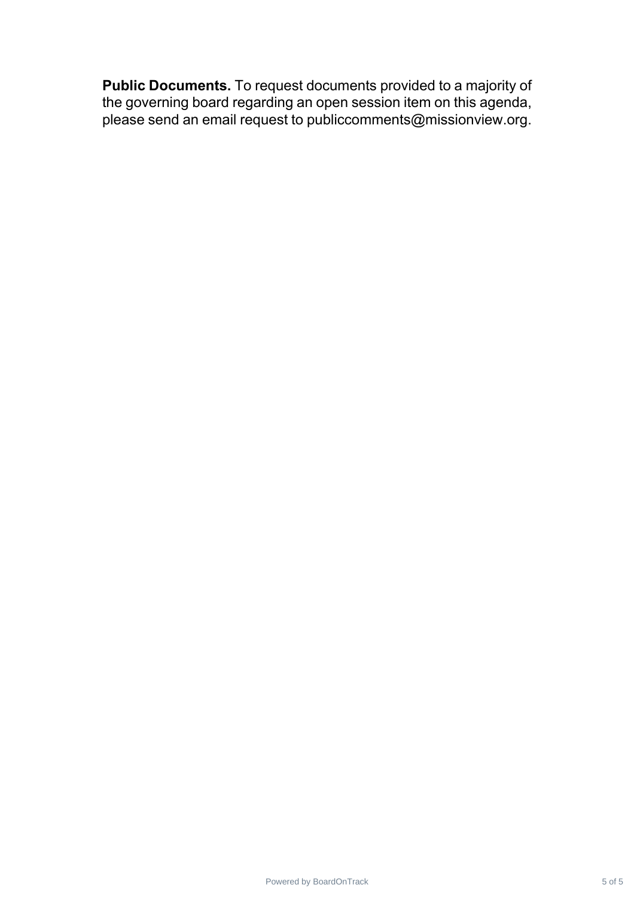**Public Documents.** To request documents provided to a majority of the governing board regarding an open session item on this agenda, please send an email request to publiccomments@missionview.org.